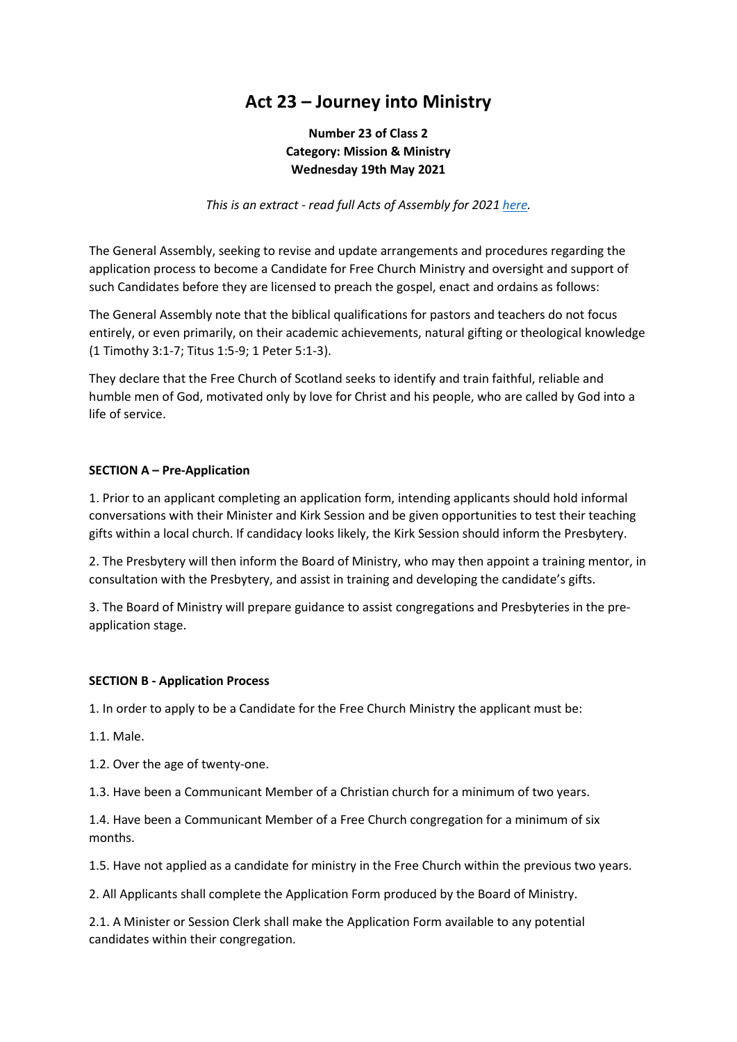# Act 23 – Journey into Ministry

**Number 23 of Class 2**
**Category: Mission & Ministry**
**Wednesday 19th May 2021**

*This is an extract - read full Acts of Assembly for 2021 [here](#).*

The General Assembly, seeking to revise and update arrangements and procedures regarding the application process to become a Candidate for Free Church Ministry and oversight and support of such Candidates before they are licensed to preach the gospel, enact and ordains as follows:

The General Assembly note that the biblical qualifications for pastors and teachers do not focus entirely, or even primarily, on their academic achievements, natural gifting or theological knowledge (1 Timothy 3:1-7; Titus 1:5-9; 1 Peter 5:1-3).

They declare that the Free Church of Scotland seeks to identify and train faithful, reliable and humble men of God, motivated only by love for Christ and his people, who are called by God into a life of service.

**SECTION A – Pre-Application**

1. Prior to an applicant completing an application form, intending applicants should hold informal conversations with their Minister and Kirk Session and be given opportunities to test their teaching gifts within a local church. If candidacy looks likely, the Kirk Session should inform the Presbytery.

2. The Presbytery will then inform the Board of Ministry, who may then appoint a training mentor, in consultation with the Presbytery, and assist in training and developing the candidate's gifts.

3. The Board of Ministry will prepare guidance to assist congregations and Presbyteries in the pre-application stage.

**SECTION B - Application Process**

1. In order to apply to be a Candidate for the Free Church Ministry the applicant must be:

1.1. Male.

1.2. Over the age of twenty-one.

1.3. Have been a Communicant Member of a Christian church for a minimum of two years.

1.4. Have been a Communicant Member of a Free Church congregation for a minimum of six months.

1.5. Have not applied as a candidate for ministry in the Free Church within the previous two years.

2. All Applicants shall complete the Application Form produced by the Board of Ministry.

2.1. A Minister or Session Clerk shall make the Application Form available to any potential candidates within their congregation.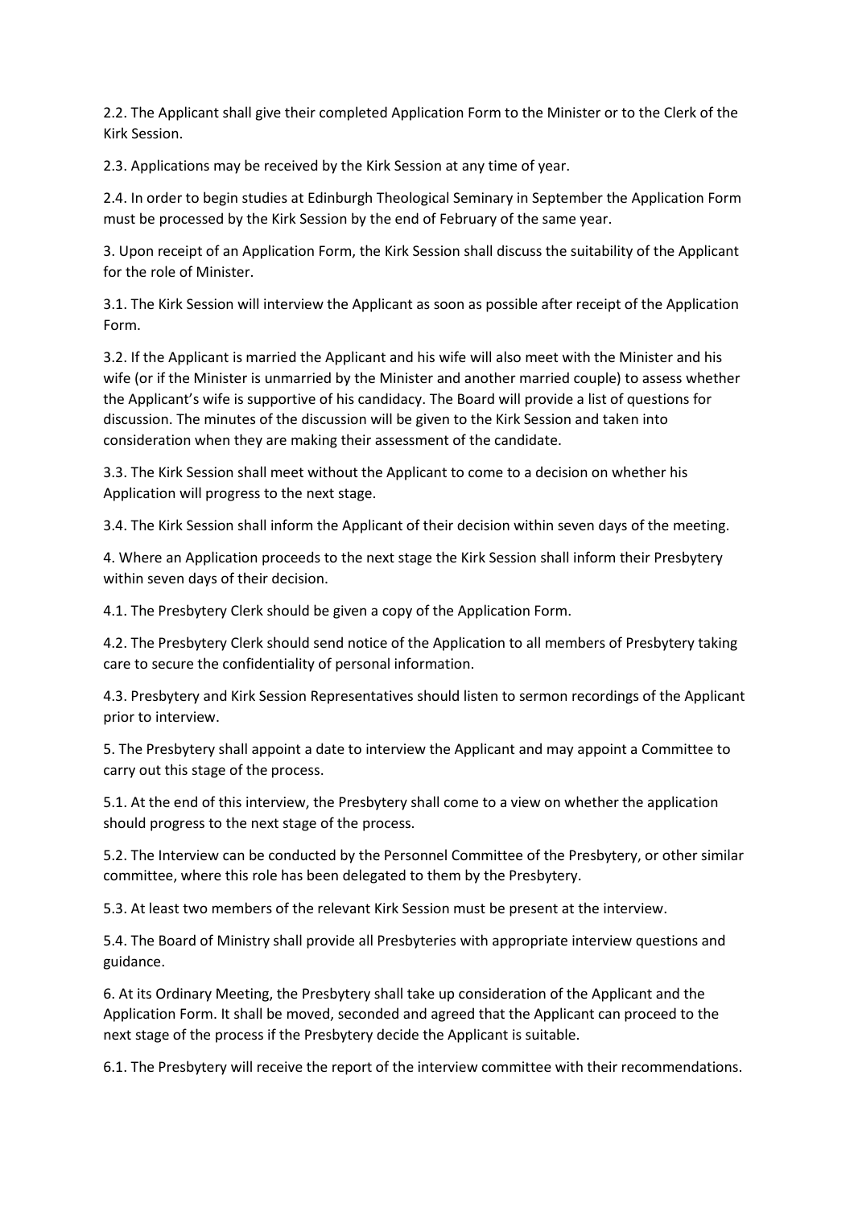2.2. The Applicant shall give their completed Application Form to the Minister or to the Clerk of the Kirk Session.

2.3. Applications may be received by the Kirk Session at any time of year.

2.4. In order to begin studies at Edinburgh Theological Seminary in September the Application Form must be processed by the Kirk Session by the end of February of the same year.

3. Upon receipt of an Application Form, the Kirk Session shall discuss the suitability of the Applicant for the role of Minister.

3.1. The Kirk Session will interview the Applicant as soon as possible after receipt of the Application Form.

3.2. If the Applicant is married the Applicant and his wife will also meet with the Minister and his wife (or if the Minister is unmarried by the Minister and another married couple) to assess whether the Applicant's wife is supportive of his candidacy. The Board will provide a list of questions for discussion. The minutes of the discussion will be given to the Kirk Session and taken into consideration when they are making their assessment of the candidate.

3.3. The Kirk Session shall meet without the Applicant to come to a decision on whether his Application will progress to the next stage.

3.4. The Kirk Session shall inform the Applicant of their decision within seven days of the meeting.

4. Where an Application proceeds to the next stage the Kirk Session shall inform their Presbytery within seven days of their decision.

4.1. The Presbytery Clerk should be given a copy of the Application Form.

4.2. The Presbytery Clerk should send notice of the Application to all members of Presbytery taking care to secure the confidentiality of personal information.

4.3. Presbytery and Kirk Session Representatives should listen to sermon recordings of the Applicant prior to interview.

5. The Presbytery shall appoint a date to interview the Applicant and may appoint a Committee to carry out this stage of the process.

5.1. At the end of this interview, the Presbytery shall come to a view on whether the application should progress to the next stage of the process.

5.2. The Interview can be conducted by the Personnel Committee of the Presbytery, or other similar committee, where this role has been delegated to them by the Presbytery.

5.3. At least two members of the relevant Kirk Session must be present at the interview.

5.4. The Board of Ministry shall provide all Presbyteries with appropriate interview questions and guidance.

6. At its Ordinary Meeting, the Presbytery shall take up consideration of the Applicant and the Application Form. It shall be moved, seconded and agreed that the Applicant can proceed to the next stage of the process if the Presbytery decide the Applicant is suitable.

6.1. The Presbytery will receive the report of the interview committee with their recommendations.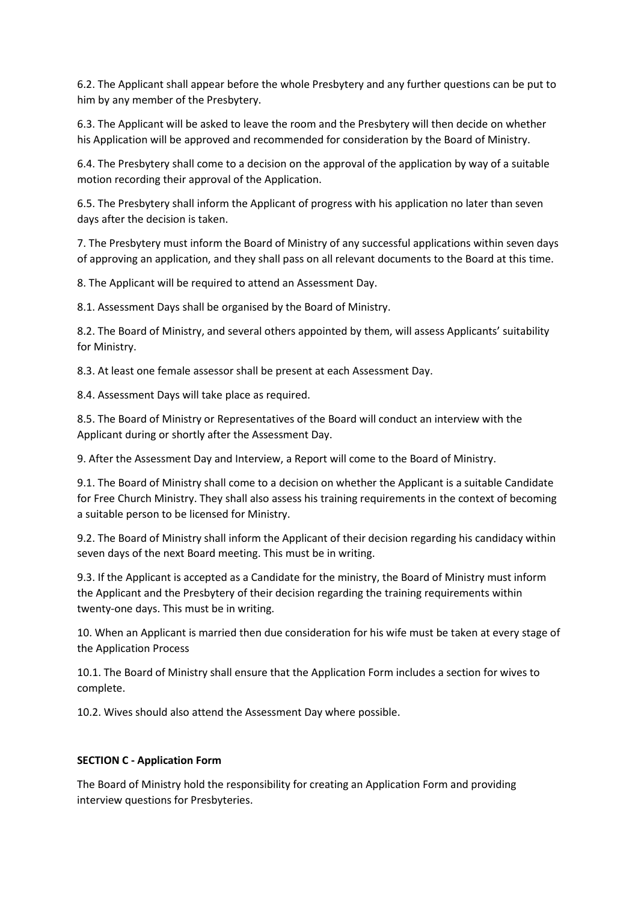6.2. The Applicant shall appear before the whole Presbytery and any further questions can be put to him by any member of the Presbytery.

6.3. The Applicant will be asked to leave the room and the Presbytery will then decide on whether his Application will be approved and recommended for consideration by the Board of Ministry.

6.4. The Presbytery shall come to a decision on the approval of the application by way of a suitable motion recording their approval of the Application.

6.5. The Presbytery shall inform the Applicant of progress with his application no later than seven days after the decision is taken.

7. The Presbytery must inform the Board of Ministry of any successful applications within seven days of approving an application, and they shall pass on all relevant documents to the Board at this time.

8. The Applicant will be required to attend an Assessment Day.

8.1. Assessment Days shall be organised by the Board of Ministry.

8.2. The Board of Ministry, and several others appointed by them, will assess Applicants' suitability for Ministry.

8.3. At least one female assessor shall be present at each Assessment Day.

8.4. Assessment Days will take place as required.

8.5. The Board of Ministry or Representatives of the Board will conduct an interview with the Applicant during or shortly after the Assessment Day.

9. After the Assessment Day and Interview, a Report will come to the Board of Ministry.

9.1. The Board of Ministry shall come to a decision on whether the Applicant is a suitable Candidate for Free Church Ministry. They shall also assess his training requirements in the context of becoming a suitable person to be licensed for Ministry.

9.2. The Board of Ministry shall inform the Applicant of their decision regarding his candidacy within seven days of the next Board meeting. This must be in writing.

9.3. If the Applicant is accepted as a Candidate for the ministry, the Board of Ministry must inform the Applicant and the Presbytery of their decision regarding the training requirements within twenty-one days. This must be in writing.

10. When an Applicant is married then due consideration for his wife must be taken at every stage of the Application Process

10.1. The Board of Ministry shall ensure that the Application Form includes a section for wives to complete.

10.2. Wives should also attend the Assessment Day where possible.

**SECTION C - Application Form**

The Board of Ministry hold the responsibility for creating an Application Form and providing interview questions for Presbyteries.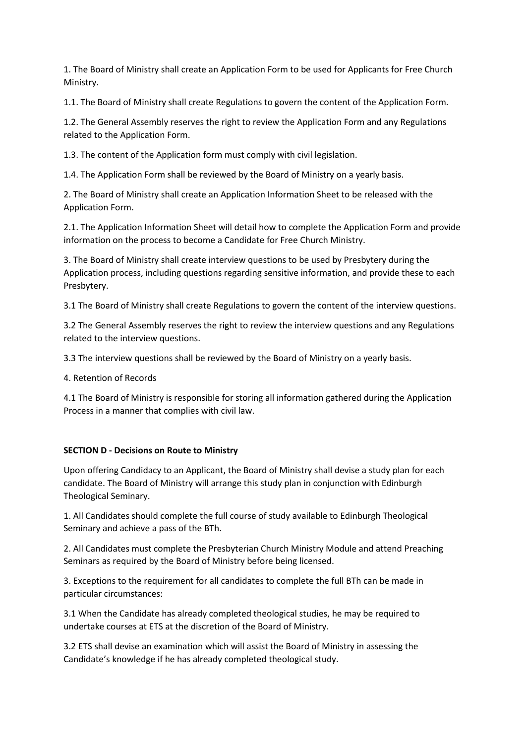1. The Board of Ministry shall create an Application Form to be used for Applicants for Free Church Ministry.

1.1. The Board of Ministry shall create Regulations to govern the content of the Application Form.

1.2. The General Assembly reserves the right to review the Application Form and any Regulations related to the Application Form.

1.3. The content of the Application form must comply with civil legislation.

1.4. The Application Form shall be reviewed by the Board of Ministry on a yearly basis.

2. The Board of Ministry shall create an Application Information Sheet to be released with the Application Form.

2.1. The Application Information Sheet will detail how to complete the Application Form and provide information on the process to become a Candidate for Free Church Ministry.

3. The Board of Ministry shall create interview questions to be used by Presbytery during the Application process, including questions regarding sensitive information, and provide these to each Presbytery.

3.1 The Board of Ministry shall create Regulations to govern the content of the interview questions.

3.2 The General Assembly reserves the right to review the interview questions and any Regulations related to the interview questions.

3.3 The interview questions shall be reviewed by the Board of Ministry on a yearly basis.

4. Retention of Records

4.1 The Board of Ministry is responsible for storing all information gathered during the Application Process in a manner that complies with civil law.

**SECTION D - Decisions on Route to Ministry**

Upon offering Candidacy to an Applicant, the Board of Ministry shall devise a study plan for each candidate. The Board of Ministry will arrange this study plan in conjunction with Edinburgh Theological Seminary.

1. All Candidates should complete the full course of study available to Edinburgh Theological Seminary and achieve a pass of the BTh.

2. All Candidates must complete the Presbyterian Church Ministry Module and attend Preaching Seminars as required by the Board of Ministry before being licensed.

3. Exceptions to the requirement for all candidates to complete the full BTh can be made in particular circumstances:

3.1 When the Candidate has already completed theological studies, he may be required to undertake courses at ETS at the discretion of the Board of Ministry.

3.2 ETS shall devise an examination which will assist the Board of Ministry in assessing the Candidate's knowledge if he has already completed theological study.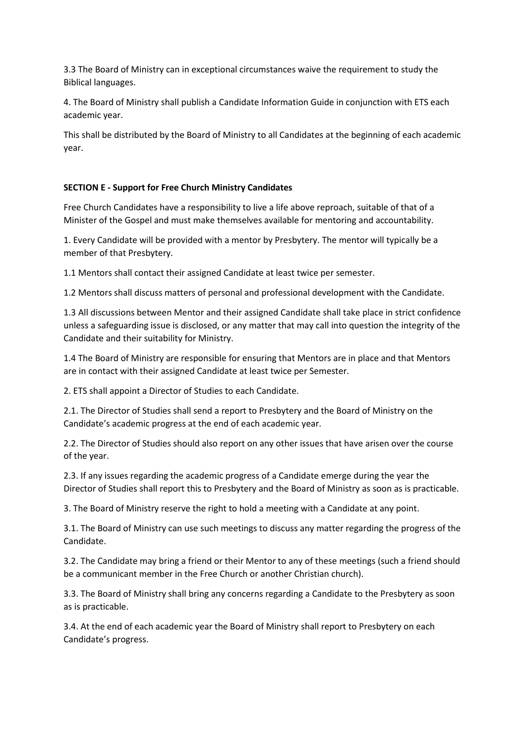3.3 The Board of Ministry can in exceptional circumstances waive the requirement to study the Biblical languages.

4. The Board of Ministry shall publish a Candidate Information Guide in conjunction with ETS each academic year.

This shall be distributed by the Board of Ministry to all Candidates at the beginning of each academic year.

**SECTION E - Support for Free Church Ministry Candidates**

Free Church Candidates have a responsibility to live a life above reproach, suitable of that of a Minister of the Gospel and must make themselves available for mentoring and accountability.

1. Every Candidate will be provided with a mentor by Presbytery. The mentor will typically be a member of that Presbytery.

1.1 Mentors shall contact their assigned Candidate at least twice per semester.

1.2 Mentors shall discuss matters of personal and professional development with the Candidate.

1.3 All discussions between Mentor and their assigned Candidate shall take place in strict confidence unless a safeguarding issue is disclosed, or any matter that may call into question the integrity of the Candidate and their suitability for Ministry.

1.4 The Board of Ministry are responsible for ensuring that Mentors are in place and that Mentors are in contact with their assigned Candidate at least twice per Semester.

2. ETS shall appoint a Director of Studies to each Candidate.

2.1. The Director of Studies shall send a report to Presbytery and the Board of Ministry on the Candidate's academic progress at the end of each academic year.

2.2. The Director of Studies should also report on any other issues that have arisen over the course of the year.

2.3. If any issues regarding the academic progress of a Candidate emerge during the year the Director of Studies shall report this to Presbytery and the Board of Ministry as soon as is practicable.

3. The Board of Ministry reserve the right to hold a meeting with a Candidate at any point.

3.1. The Board of Ministry can use such meetings to discuss any matter regarding the progress of the Candidate.

3.2. The Candidate may bring a friend or their Mentor to any of these meetings (such a friend should be a communicant member in the Free Church or another Christian church).

3.3. The Board of Ministry shall bring any concerns regarding a Candidate to the Presbytery as soon as is practicable.

3.4. At the end of each academic year the Board of Ministry shall report to Presbytery on each Candidate's progress.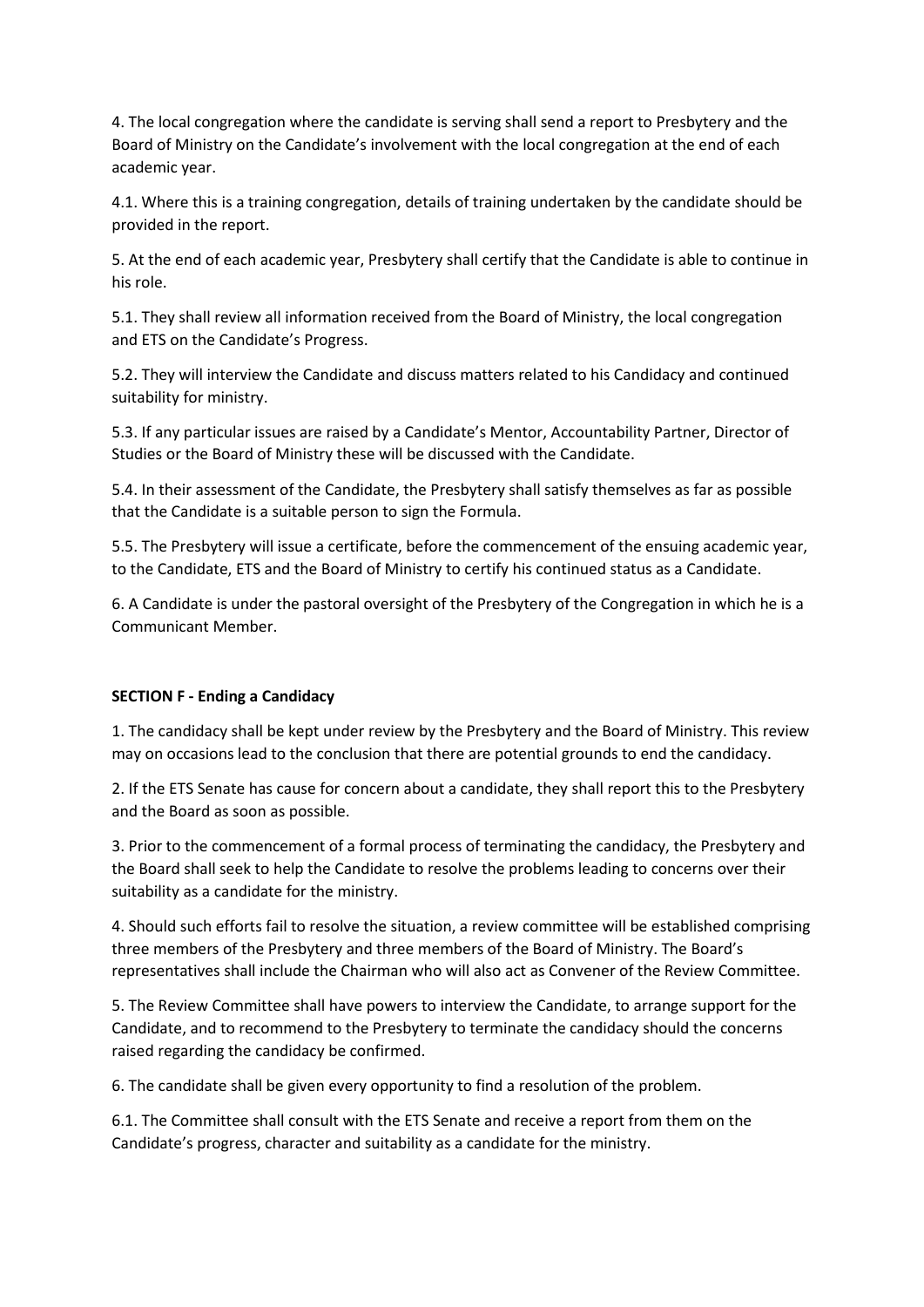4. The local congregation where the candidate is serving shall send a report to Presbytery and the Board of Ministry on the Candidate's involvement with the local congregation at the end of each academic year.

4.1. Where this is a training congregation, details of training undertaken by the candidate should be provided in the report.

5. At the end of each academic year, Presbytery shall certify that the Candidate is able to continue in his role.

5.1. They shall review all information received from the Board of Ministry, the local congregation and ETS on the Candidate's Progress.

5.2. They will interview the Candidate and discuss matters related to his Candidacy and continued suitability for ministry.

5.3. If any particular issues are raised by a Candidate's Mentor, Accountability Partner, Director of Studies or the Board of Ministry these will be discussed with the Candidate.

5.4. In their assessment of the Candidate, the Presbytery shall satisfy themselves as far as possible that the Candidate is a suitable person to sign the Formula.

5.5. The Presbytery will issue a certificate, before the commencement of the ensuing academic year, to the Candidate, ETS and the Board of Ministry to certify his continued status as a Candidate.

6. A Candidate is under the pastoral oversight of the Presbytery of the Congregation in which he is a Communicant Member.

**SECTION F - Ending a Candidacy**

1. The candidacy shall be kept under review by the Presbytery and the Board of Ministry. This review may on occasions lead to the conclusion that there are potential grounds to end the candidacy.

2. If the ETS Senate has cause for concern about a candidate, they shall report this to the Presbytery and the Board as soon as possible.

3. Prior to the commencement of a formal process of terminating the candidacy, the Presbytery and the Board shall seek to help the Candidate to resolve the problems leading to concerns over their suitability as a candidate for the ministry.

4. Should such efforts fail to resolve the situation, a review committee will be established comprising three members of the Presbytery and three members of the Board of Ministry. The Board's representatives shall include the Chairman who will also act as Convener of the Review Committee.

5. The Review Committee shall have powers to interview the Candidate, to arrange support for the Candidate, and to recommend to the Presbytery to terminate the candidacy should the concerns raised regarding the candidacy be confirmed.

6. The candidate shall be given every opportunity to find a resolution of the problem.

6.1. The Committee shall consult with the ETS Senate and receive a report from them on the Candidate's progress, character and suitability as a candidate for the ministry.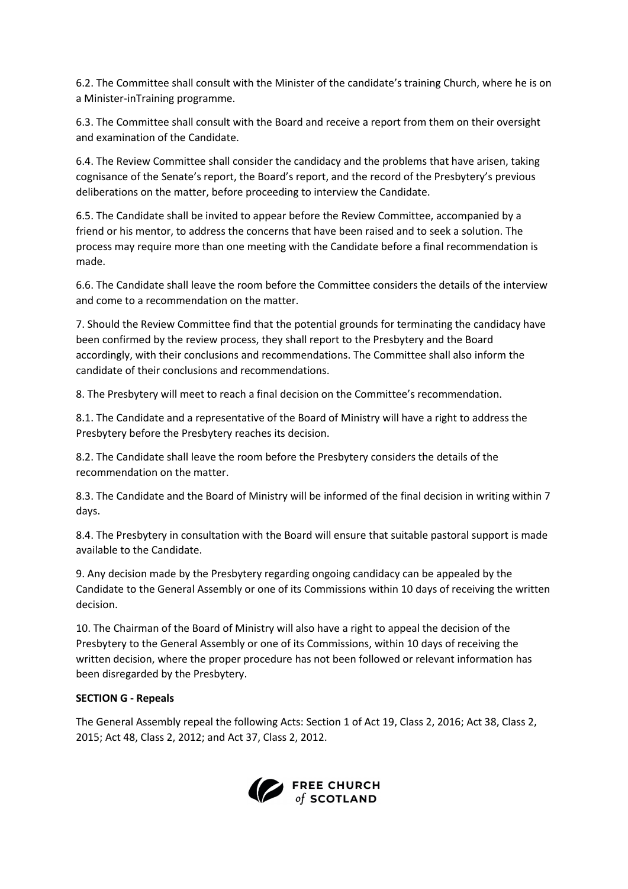6.2. The Committee shall consult with the Minister of the candidate's training Church, where he is on a Minister-inTraining programme.

6.3. The Committee shall consult with the Board and receive a report from them on their oversight and examination of the Candidate.

6.4. The Review Committee shall consider the candidacy and the problems that have arisen, taking cognisance of the Senate's report, the Board's report, and the record of the Presbytery's previous deliberations on the matter, before proceeding to interview the Candidate.

6.5. The Candidate shall be invited to appear before the Review Committee, accompanied by a friend or his mentor, to address the concerns that have been raised and to seek a solution. The process may require more than one meeting with the Candidate before a final recommendation is made.

6.6. The Candidate shall leave the room before the Committee considers the details of the interview and come to a recommendation on the matter.

7. Should the Review Committee find that the potential grounds for terminating the candidacy have been confirmed by the review process, they shall report to the Presbytery and the Board accordingly, with their conclusions and recommendations. The Committee shall also inform the candidate of their conclusions and recommendations.

8. The Presbytery will meet to reach a final decision on the Committee's recommendation.

8.1. The Candidate and a representative of the Board of Ministry will have a right to address the Presbytery before the Presbytery reaches its decision.

8.2. The Candidate shall leave the room before the Presbytery considers the details of the recommendation on the matter.

8.3. The Candidate and the Board of Ministry will be informed of the final decision in writing within 7 days.

8.4. The Presbytery in consultation with the Board will ensure that suitable pastoral support is made available to the Candidate.

9. Any decision made by the Presbytery regarding ongoing candidacy can be appealed by the Candidate to the General Assembly or one of its Commissions within 10 days of receiving the written decision.

10. The Chairman of the Board of Ministry will also have a right to appeal the decision of the Presbytery to the General Assembly or one of its Commissions, within 10 days of receiving the written decision, where the proper procedure has not been followed or relevant information has been disregarded by the Presbytery.

**SECTION G - Repeals**

The General Assembly repeal the following Acts: Section 1 of Act 19, Class 2, 2016; Act 38, Class 2, 2015; Act 48, Class 2, 2012; and Act 37, Class 2, 2012.